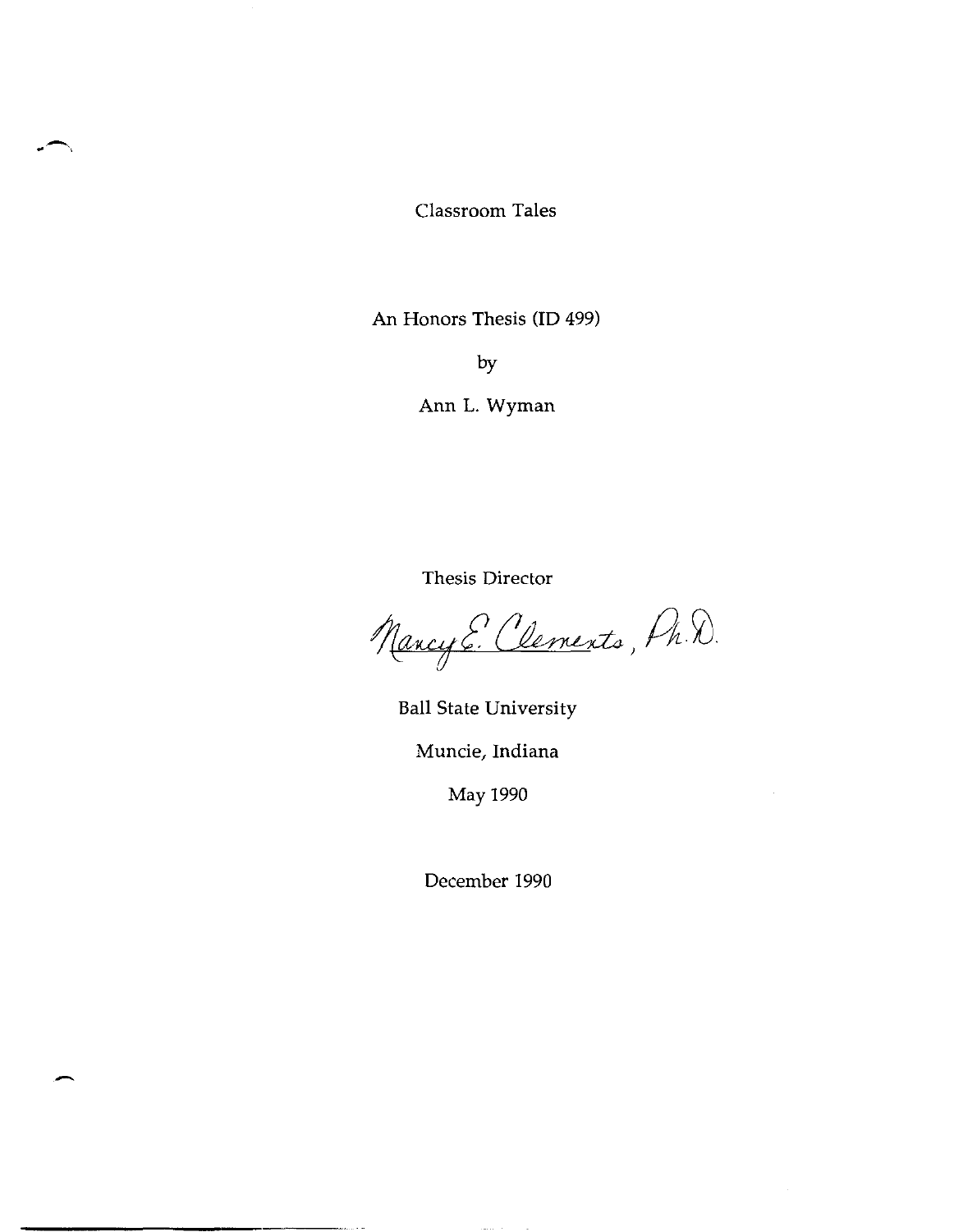# Classroom Tales

An Honors Thesis (ID 499)

by

Ann L. Wyman

Thesis Director

Nancy E. Clements, Ph.D.

Ball State University

Muncie, Indiana

May 1990

December 1990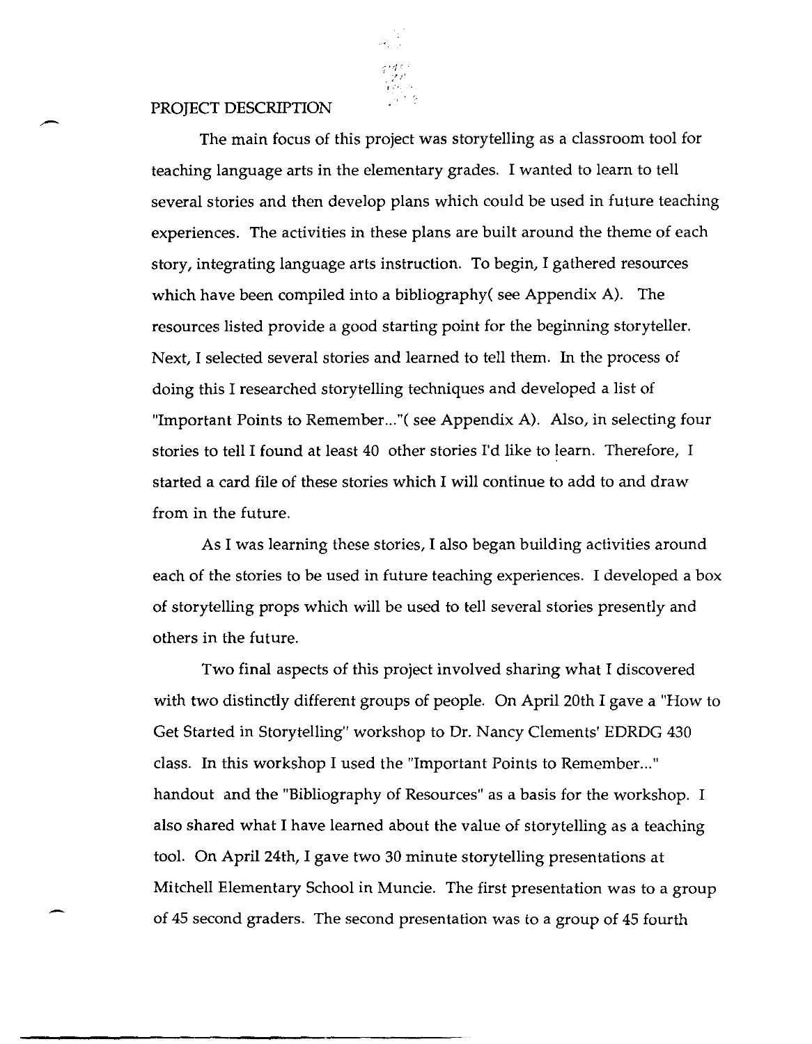## PROJECT DESCRIPTION

The main focus of this project was storytelling as a classroom tool for teaching language arts in the elementary grades. I wanted to learn to tell several stories and then develop plans which could be used in future teaching experiences. The activities in these plans are built around the theme of each story, integrating language arts instruction. To begin, I gathered resources which have been compiled into a bibliography( see Appendix A). The resources listed provide a good starting point for the beginning storyteller. Next, I selected several stories and learned to tell them. In the process of doing this I researched storytelling techniques and developed a list of "Important Points to Remember..."( see Appendix A). Also, in selecting four stories to tell I found at least 40 other stories I'd like to learn. Therefore, I started a card file of these stories which I will continue to add to and draw from in the future.

As I was learning these stories, I also began building activities around each of the stories to be used in future teaching experiences. I developed a box of storytelling props which will be used to tell several stories presently and others in the future.

Two final aspects of this project involved sharing what I discovered with two distinctly different groups of people. On April 20th I gave a "How to Get Started in Storytelling" workshop to Dr. Nancy Clements' EDRDG 430 class. In this workshop I used the "Important Points to Remember..." handout and the "Bibliography of Resources" as a basis for the workshop. I also shared what I have learned about the value of storytelling as a teaching tool. On April 24th, I gave two 30 minute storytelling presentations at Mitchell Elementary School in Muncie. The first presentation was to a group of 45 second graders. The second presentation was to a group of 45 fourth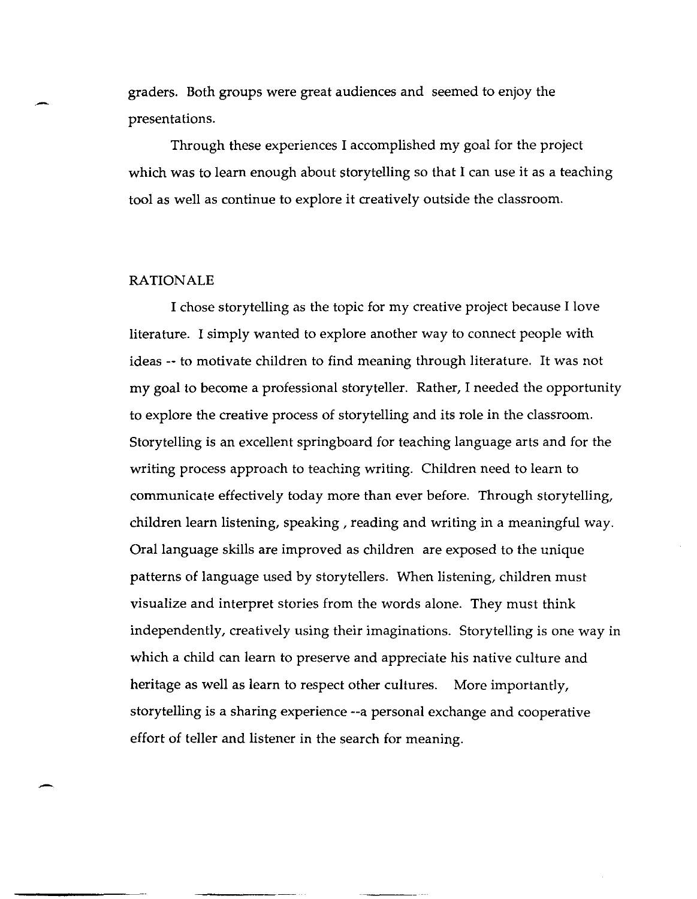graders. Both groups were great audiences and seemed to enjoy the presentations.

Through these experiences I accomplished my goal for the project which was to learn enough about storytelling so that I can use it as a teaching tool as well as continue to explore it creatively outside the classroom.

## RATIONALE

I chose storytelling as the topic for my creative project because I love literature. I simply wanted to explore another way to connect people with ideas -- to motivate children to find meaning through literature. It was not my goal to become a professional storyteller. Rather, I needed the opportunity to explore the creative process of storytelling and its role in the classroom. Storytelling is an excellent springboard for teaching language arts and for the writing process approach to teaching writing. Children need to learn to communicate effectively today more than ever before. Through storytelling, children learn listening, speaking , reading and writing in a meaningful way. Oral language skills are improved as children are exposed to the unique patterns of language used by storytellers. When listening, children must visualize and interpret stories from the words alone. They must think independently, creatively using their imaginations. Storytelling is one way in which a child can learn to preserve and appreciate his native culture and heritage as well as learn to respect other cultures. More importantly, storytelling is a sharing experience --a personal exchange and cooperative effort of teller and listener in the search for meaning.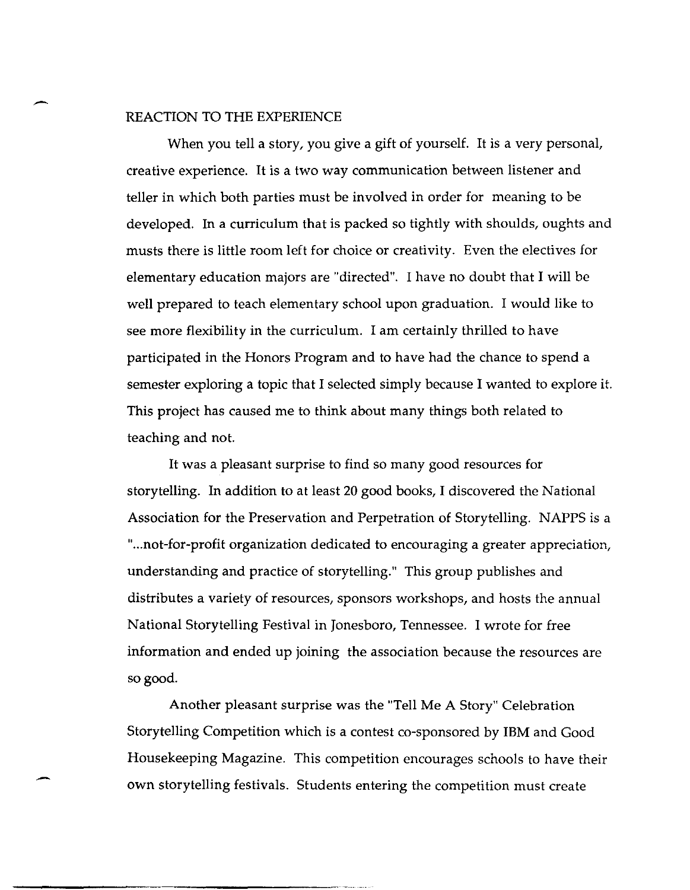## REACTION TO THE EXPERIENCE

When you tell a story, you give a gift of yourself. It is a very personal, creative experience. It is a two way communication between listener and teller in which both parties must be involved in order for meaning to be developed. In a curriculum that is packed so tightly with shoulds, oughts and musts there is little room left for choice or creativity. Even the electives for elementary education majors are "directed". I have no doubt that I will be well prepared to teach elementary school upon graduation. I would like to see more flexibility in the curriculum. I am certainly thrilled to have participated in the Honors Program and to have had the chance to spend a semester exploring a topic that I selected simply because I wanted to explore it. This project has caused me to think about many things both related to teaching and not.

It was a pleasant surprise to find so many good resources for storytelling. In addition to at least 20 good books, I discovered the National Association for the Preservation and Perpetration of Storytelling. NAPPS is a "...not-for-profit organization dedicated to encouraging a greater appreciation, understanding and practice of storytelling." This group publishes and distributes a variety of resources, sponsors workshops, and hosts the annual National Storytelling Festival in Jonesboro, Tennessee. I wrote for free information and ended up joining the association because the resources are so good.

Another pleasant surprise was the "Tell Me A Story" Celebration Storytelling Competition which is a contest co-sponsored by IBM and Good Housekeeping Magazine. This competition encourages schools to have their own storytelling festivals. Students entering the competition must create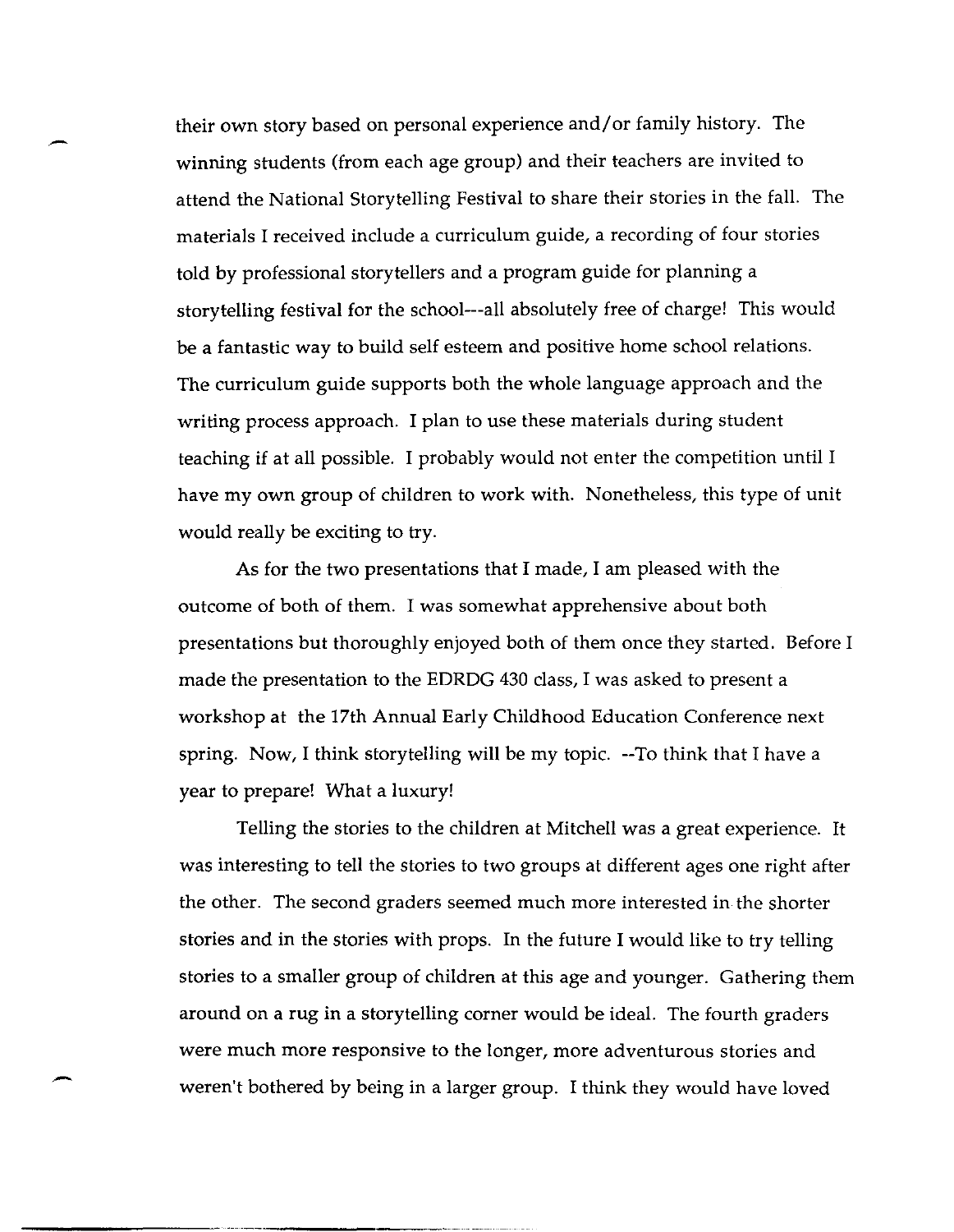their own story based on personal experience and/or family history. The winning students (from each age group) and their teachers are invited to attend the National Storytelling Festival to share their stories in the fall. The materials I received include a curriculum guide, a recording of four stories told by professional storytellers and a program guide for planning a storytelling festival for the school---all absolutely free of charge! This would be a fantastic way to build self esteem and positive home school relations. The curriculum guide supports both the whole language approach and the writing process approach. I plan to use these materials during student teaching if at all possible. I probably would not enter the competition until I have my own group of children to work with. Nonetheless, this type of unit would really be exciting to try.

As for the two presentations that I made, I am pleased with the outcome of both of them. I was somewhat apprehensive about both presentations but thoroughly enjoyed both of them once they started. Before I made the presentation to the EDRDG 430 class, I was asked to present a workshop at the 17th Annual Early Childhood Education Conference next spring. Now, I think storytelling will be my topic. --To think that I have a year to prepare! What a luxury!

Telling the stories to the children at Mitchell was a great experience. It was interesting to tell the stories to two groups at different ages one right after the other. The second graders seemed much more interested in the shorter stories and in the stories with props. In the future I would like to try telling stories to a smaller group of children at this age and younger. Gathering them around on a rug in a storytelling corner would be ideal. The fourth graders were much more responsive to the longer, more adventurous stories and weren't bothered by being in a larger group. I think they would have loved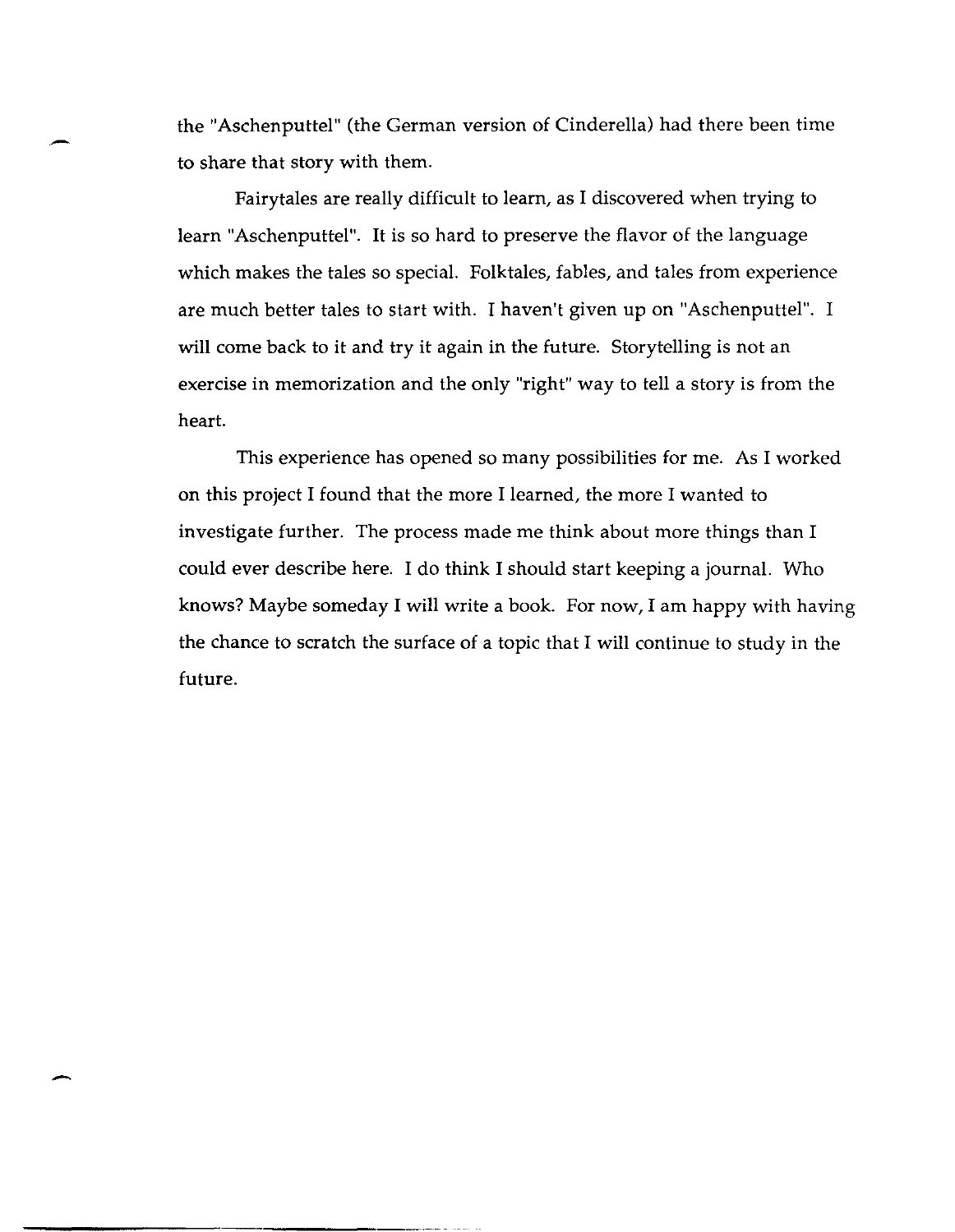the "Aschenputtel" (the German version of Cinderella) had there been time to share that story with them.

Fairytales are really difficult to learn, as I discovered when trying to learn "Aschenputtel". It is so hard to preserve the flavor of the language which makes the tales so special. Folktales, fables, and tales from experience are much better tales to start with. I haven't given up on "Aschenputtel". I will come back to it and try it again in the future. Storytelling is not an exercise in memorization and the only "right" way to tell a story is from the heart.

This experience has opened so many possibilities for me. As I worked on this project I found that the more I learned, the more I wanted to investigate further. The process made me think about more things than I could ever describe here. I do think I should start keeping a journal. Who knows? Maybe someday I will write a book. For now, I am happy with having the chance to scratch the surface of a topic that I will continue to study in the future.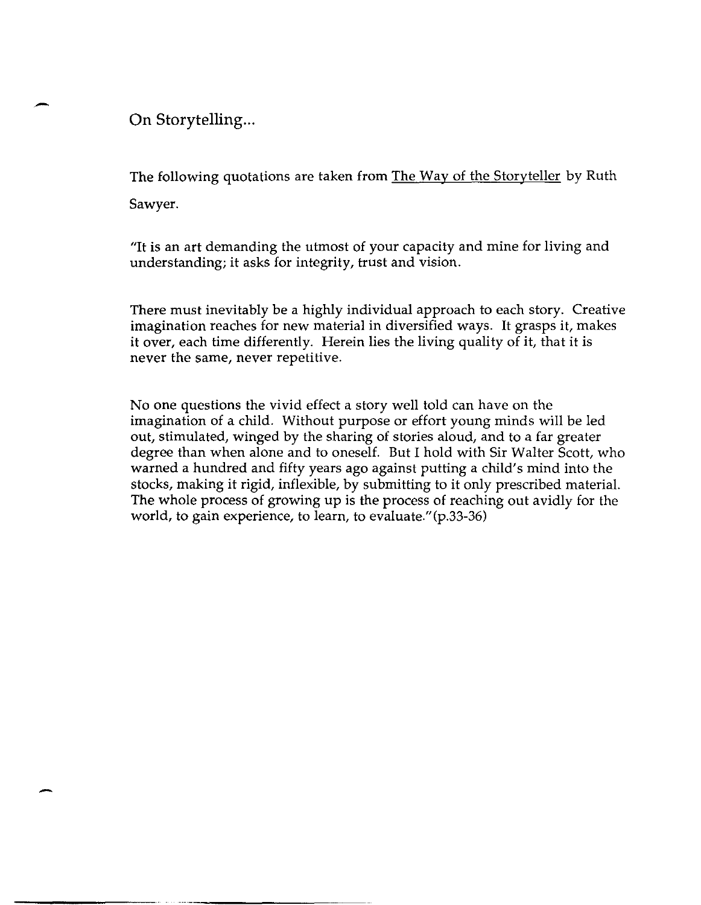# On Storytelling...

The following quotations are taken from The Way of the Storyteller by Ruth Sawyer.

"It is an art demanding the utmost of your capacity and mine for living and understanding; it asks for integrity, trust and vision.

There must inevitably be a highly individual approach to each story. Creative imagination reaches for new material in diversified ways. It grasps it, makes it over, each time differently. Herein lies the living quality of it, that it is never the same, never repetitive.

No one questions the vivid effect a story well told can have on the imagination of a child. Without purpose or effort young minds will be led out, stimulated, winged by the sharing of stories aloud, and to a far greater degree than when alone and to oneself. But I hold with Sir Walter Scott, who warned a hundred and fifty years ago against putting a child's mind into the stocks, making it rigid, inflexible, by submitting to it only prescribed material. The whole process of growing up is the process of reaching out avidly for the world, to gain experience, to learn, to evaluate."(p.33-36)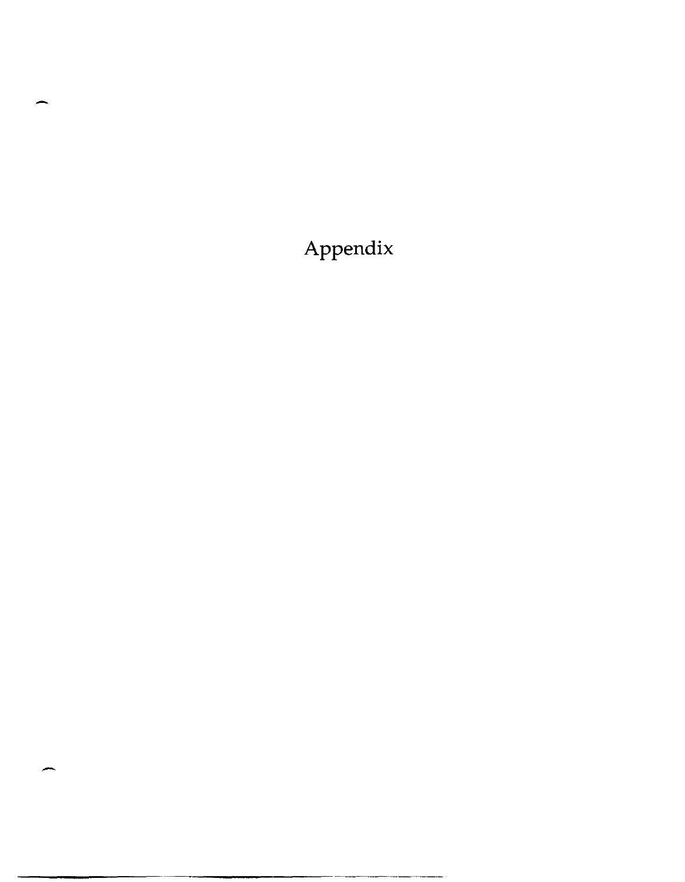# Appendix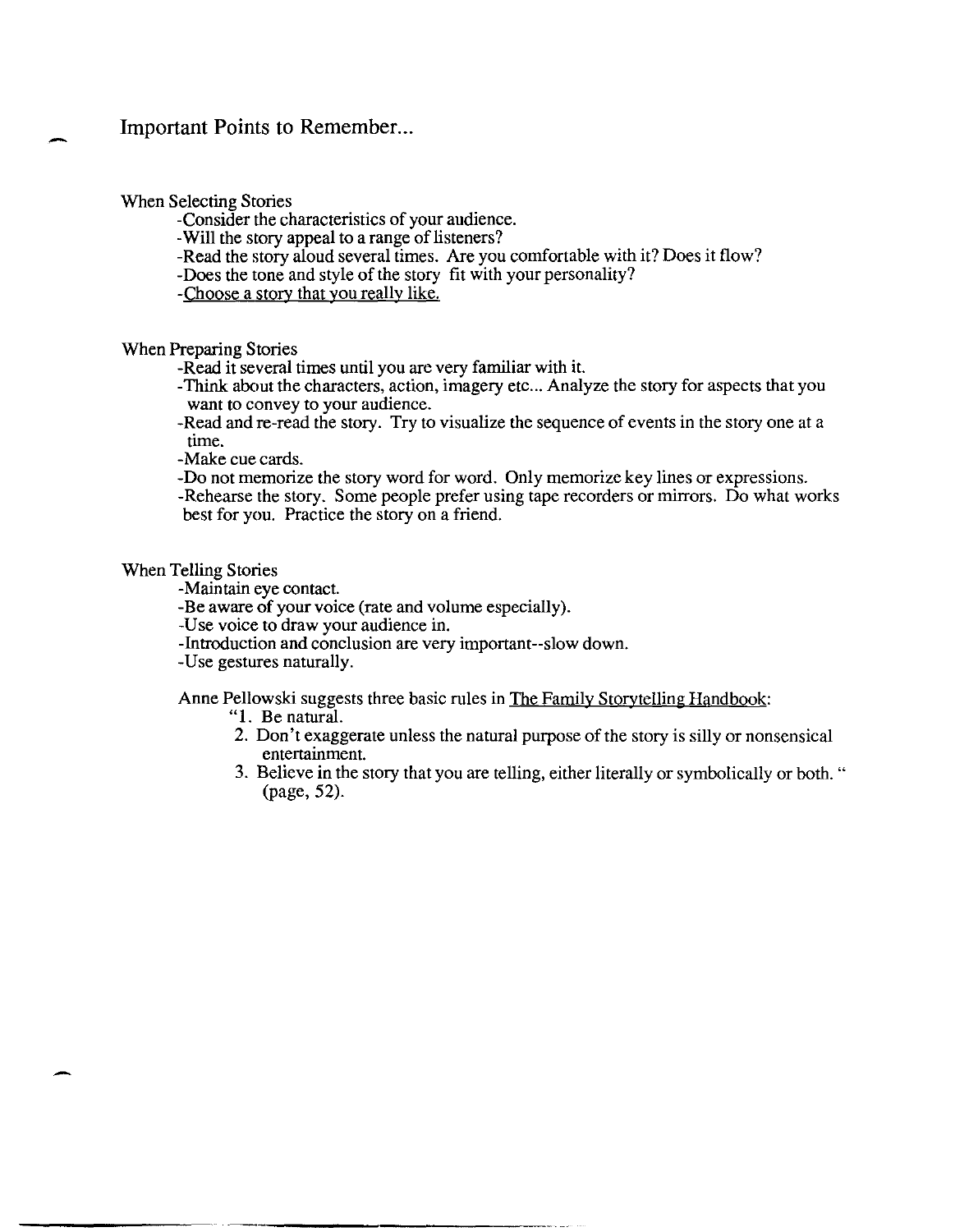## Important Points to Remember...

When Selecting Stories

- Consider the characteristics of your audience.
- Will the story appeal to a range of listeners?
- Read the story aloud several times. Are you comfortable with it? Does it flow?
- Does the tone and style of the story fit with your personality?
- <u>Choose a story that you really like.</u>

When Preparing Stories

- Read it several times until you are very familiar with it.
- Think about the characters, action, imagery etc... Analyze the story for aspects that you want to convey to your audience.
- Read and re-read the story. Try to visualize the sequence of events in the story one at a time.
- Make cue cards.
- Do not memorize the story word for word. Only memorize key lines or expressions.
- Rehearse the story. Some people prefer using tape recorders or mirrors. Do what works best for you. Practice the story on a friend.

When Telling Stories

- Maintain eye contact.
- Be aware of your voice (rate and volume especially).
- Use voice to draw your audience in.
- Introduction and conclusion are very important--slow down.
- Use gestures naturally.

Anne Pellowski suggests three basic rules in <u>The Family Storytelling Handbook</u>:

"1. Be natural.
2. Don't exaggerate unless the natural purpose of the story is silly or nonsensical entertainment.
3. Believe in the story that you are telling, either literally or symbolically or both. " (page, 52).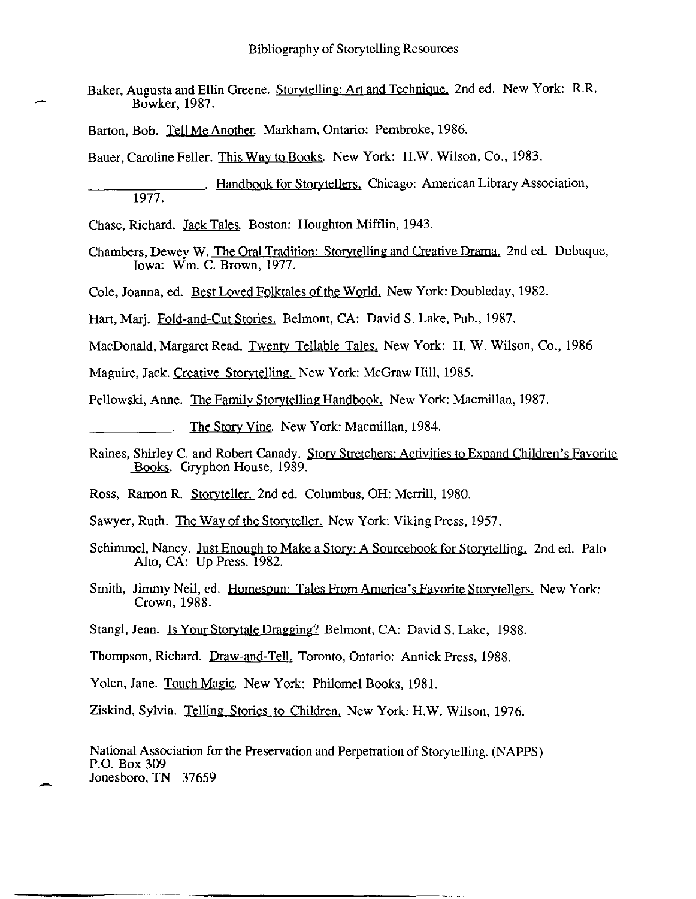# Bibliography of Storytelling Resources

Baker, Augusta and Ellin Greene. Storytelling: Art and Technique. 2nd ed. New York: R.R. Bowker, 1987.

Barton, Bob. Tell Me Another. Markham, Ontario: Pembroke, 1986.

Bauer, Caroline Feller. This Way to Books. New York: H.W. Wilson, Co., 1983.

________________. Handbook for Storytellers. Chicago: American Library Association, 1977.

Chase, Richard. Jack Tales. Boston: Houghton Mifflin, 1943.

Chambers, Dewey W. The Oral Tradition: Storytelling and Creative Drama. 2nd ed. Dubuque, Iowa: Wm. C. Brown, 1977.

Cole, Joanna, ed. Best Loved Folktales of the World. New York: Doubleday, 1982.

Hart, Marj. Fold-and-Cut Stories. Belmont, CA: David S. Lake, Pub., 1987.

MacDonald, Margaret Read. Twenty Tellable Tales. New York: H. W. Wilson, Co., 1986

Maguire, Jack. Creative Storytelling. New York: McGraw Hill, 1985.

Pellowski, Anne. The Family Storytelling Handbook. New York: Macmillan, 1987.

___________. The Story Vine. New York: Macmillan, 1984.

Raines, Shirley C. and Robert Canady. Story Stretchers: Activities to Expand Children's Favorite Books. Gryphon House, 1989.

Ross, Ramon R. Storyteller. 2nd ed. Columbus, OH: Merrill, 1980.

Sawyer, Ruth. The Way of the Storyteller. New York: Viking Press, 1957.

Schimmel, Nancy. Just Enough to Make a Story: A Sourcebook for Storytelling. 2nd ed. Palo Alto, CA: Up Press. 1982.

Smith, Jimmy Neil, ed. Homespun: Tales From America's Favorite Storytellers. New York: Crown, 1988.

Stangl, Jean. Is Your Storytale Dragging? Belmont, CA: David S. Lake, 1988.

Thompson, Richard. Draw-and-Tell. Toronto, Ontario: Annick Press, 1988.

Yolen, Jane. Touch Magic. New York: Philomel Books, 1981.

Ziskind, Sylvia. Telling Stories to Children. New York: H.W. Wilson, 1976.

National Association for the Preservation and Perpetration of Storytelling. (NAPPS)
P.O. Box 309
Jonesboro, TN 37659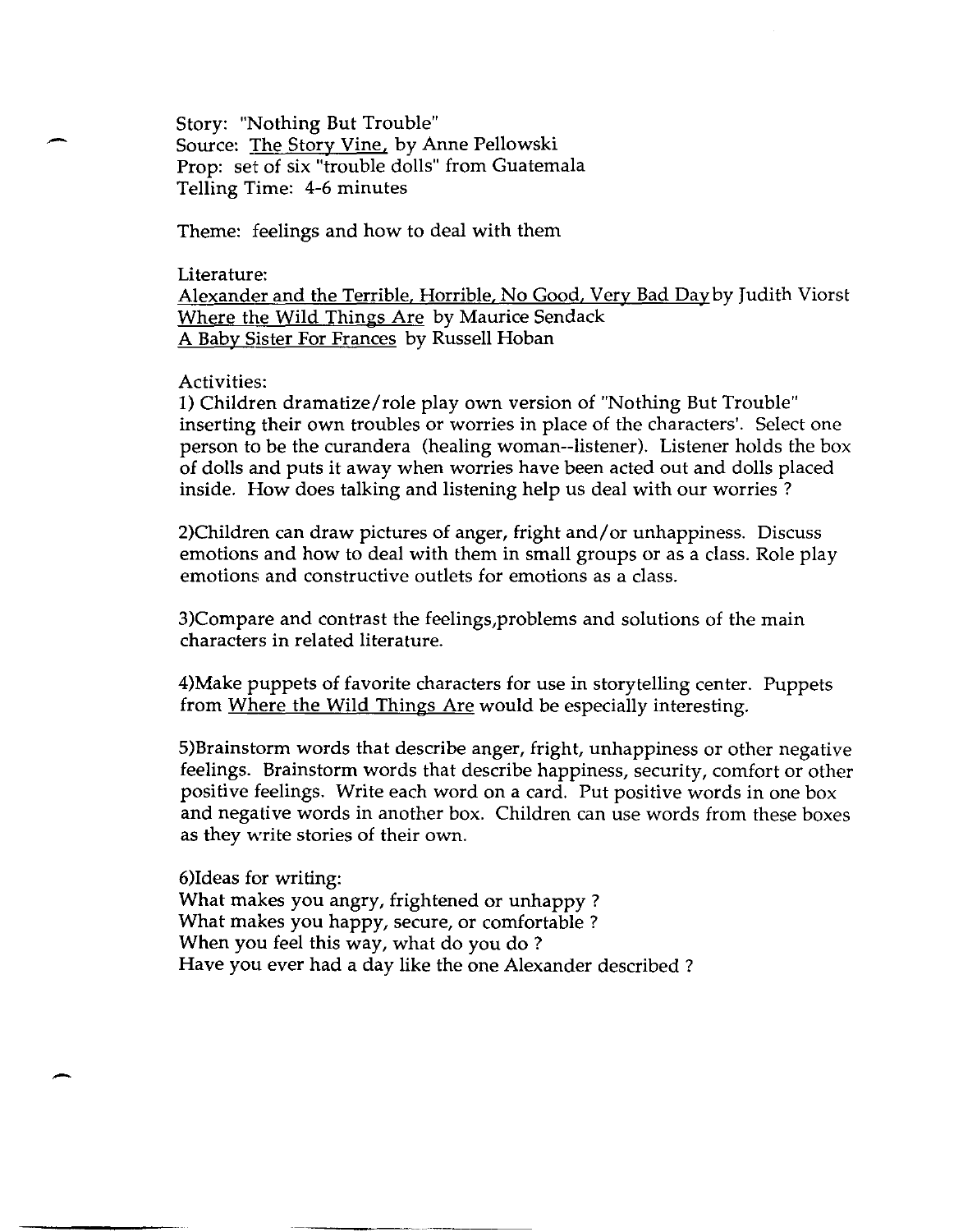Story: "Nothing But Trouble"
Source: The Story Vine, by Anne Pellowski
Prop: set of six "trouble dolls" from Guatemala
Telling Time: 4-6 minutes

Theme: feelings and how to deal with them

Literature:
Alexander and the Terrible, Horrible, No Good, Very Bad Day by Judith Viorst
Where the Wild Things Are by Maurice Sendack
A Baby Sister For Frances by Russell Hoban

Activities:

1) Children dramatize/role play own version of "Nothing But Trouble" inserting their own troubles or worries in place of the characters'. Select one person to be the curandera (healing woman--listener). Listener holds the box of dolls and puts it away when worries have been acted out and dolls placed inside. How does talking and listening help us deal with our worries ?

2)Children can draw pictures of anger, fright and/or unhappiness. Discuss emotions and how to deal with them in small groups or as a class. Role play emotions and constructive outlets for emotions as a class.

3)Compare and contrast the feelings,problems and solutions of the main characters in related literature.

4)Make puppets of favorite characters for use in storytelling center. Puppets from Where the Wild Things Are would be especially interesting.

5)Brainstorm words that describe anger, fright, unhappiness or other negative feelings. Brainstorm words that describe happiness, security, comfort or other positive feelings. Write each word on a card. Put positive words in one box and negative words in another box. Children can use words from these boxes as they write stories of their own.

6)Ideas for writing:
What makes you angry, frightened or unhappy ?
What makes you happy, secure, or comfortable ?
When you feel this way, what do you do ?
Have you ever had a day like the one Alexander described ?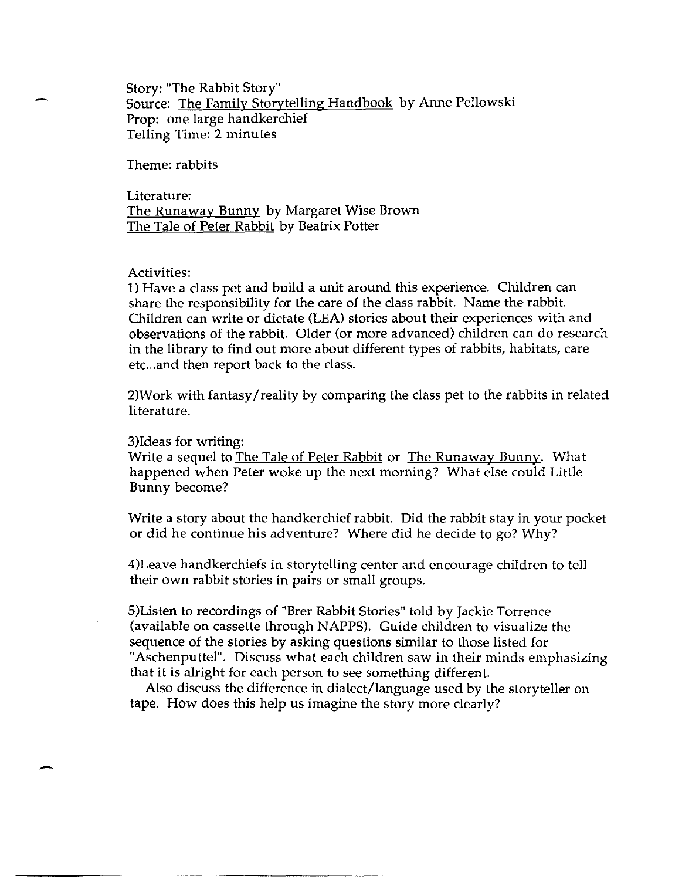Story: "The Rabbit Story"
Source: The Family Storytelling Handbook by Anne Pellowski
Prop: one large handkerchief
Telling Time: 2 minutes

Theme: rabbits

Literature:
The Runaway Bunny by Margaret Wise Brown
The Tale of Peter Rabbit by Beatrix Potter

Activities:

1) Have a class pet and build a unit around this experience. Children can share the responsibility for the care of the class rabbit. Name the rabbit. Children can write or dictate (LEA) stories about their experiences with and observations of the rabbit. Older (or more advanced) children can do research in the library to find out more about different types of rabbits, habitats, care etc...and then report back to the class.

2)Work with fantasy/reality by comparing the class pet to the rabbits in related literature.

3)Ideas for writing:
Write a sequel to The Tale of Peter Rabbit or The Runaway Bunny. What happened when Peter woke up the next morning? What else could Little Bunny become?

Write a story about the handkerchief rabbit. Did the rabbit stay in your pocket or did he continue his adventure? Where did he decide to go? Why?

4)Leave handkerchiefs in storytelling center and encourage children to tell their own rabbit stories in pairs or small groups.

5)Listen to recordings of "Brer Rabbit Stories" told by Jackie Torrence (available on cassette through NAPPS). Guide children to visualize the sequence of the stories by asking questions similar to those listed for "Aschenputtel". Discuss what each children saw in their minds emphasizing that it is alright for each person to see something different.

Also discuss the difference in dialect/language used by the storyteller on tape. How does this help us imagine the story more clearly?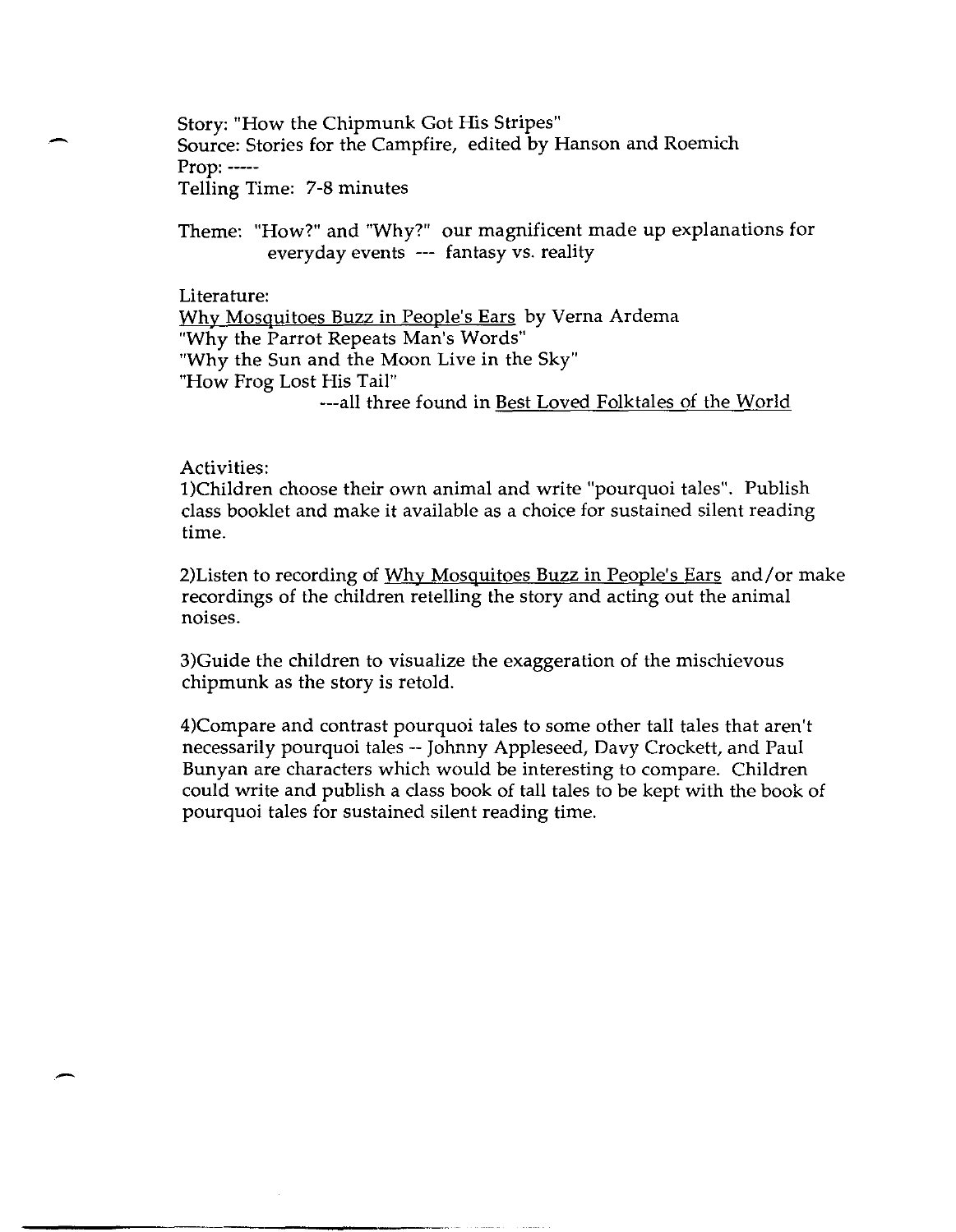Story: "How the Chipmunk Got His Stripes"
Source: Stories for the Campfire, edited by Hanson and Roemich
Prop: -----
Telling Time: 7-8 minutes

Theme: "How?" and "Why?" our magnificent made up explanations for everyday events --- fantasy vs. reality

Literature:
Why Mosquitoes Buzz in People's Ears by Verna Ardema
"Why the Parrot Repeats Man's Words"
"Why the Sun and the Moon Live in the Sky"
"How Frog Lost His Tail"
---all three found in Best Loved Folktales of the World

Activities:

1)Children choose their own animal and write "pourquoi tales". Publish class booklet and make it available as a choice for sustained silent reading time.

2)Listen to recording of Why Mosquitoes Buzz in People's Ears and/or make recordings of the children retelling the story and acting out the animal noises.

3)Guide the children to visualize the exaggeration of the mischievous chipmunk as the story is retold.

4)Compare and contrast pourquoi tales to some other tall tales that aren't necessarily pourquoi tales -- Johnny Appleseed, Davy Crockett, and Paul Bunyan are characters which would be interesting to compare. Children could write and publish a class book of tall tales to be kept with the book of pourquoi tales for sustained silent reading time.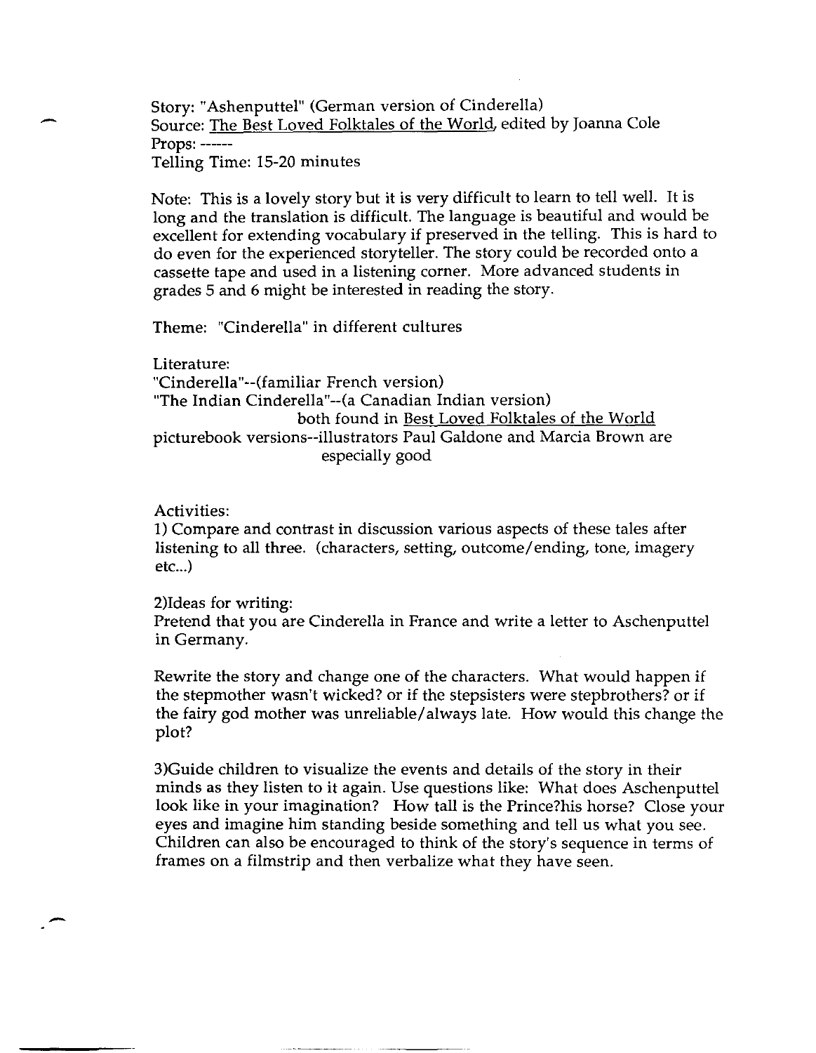Story: "Ashenputtel" (German version of Cinderella)
Source: The Best Loved Folktales of the World, edited by Joanna Cole
Props: ------
Telling Time: 15-20 minutes

Note: This is a lovely story but it is very difficult to learn to tell well. It is long and the translation is difficult. The language is beautiful and would be excellent for extending vocabulary if preserved in the telling. This is hard to do even for the experienced storyteller. The story could be recorded onto a cassette tape and used in a listening corner. More advanced students in grades 5 and 6 might be interested in reading the story.

Theme: "Cinderella" in different cultures

Literature:
"Cinderella"--(familiar French version)
"The Indian Cinderella"--(a Canadian Indian version)
both found in Best Loved Folktales of the World
picturebook versions--illustrators Paul Galdone and Marcia Brown are especially good

Activities:
1) Compare and contrast in discussion various aspects of these tales after listening to all three. (characters, setting, outcome/ending, tone, imagery etc...)

2)Ideas for writing:
Pretend that you are Cinderella in France and write a letter to Aschenputtel in Germany.

Rewrite the story and change one of the characters. What would happen if the stepmother wasn't wicked? or if the stepsisters were stepbrothers? or if the fairy god mother was unreliable/always late. How would this change the plot?

3)Guide children to visualize the events and details of the story in their minds as they listen to it again. Use questions like: What does Aschenputtel look like in your imagination? How tall is the Prince?his horse? Close your eyes and imagine him standing beside something and tell us what you see. Children can also be encouraged to think of the story's sequence in terms of frames on a filmstrip and then verbalize what they have seen.